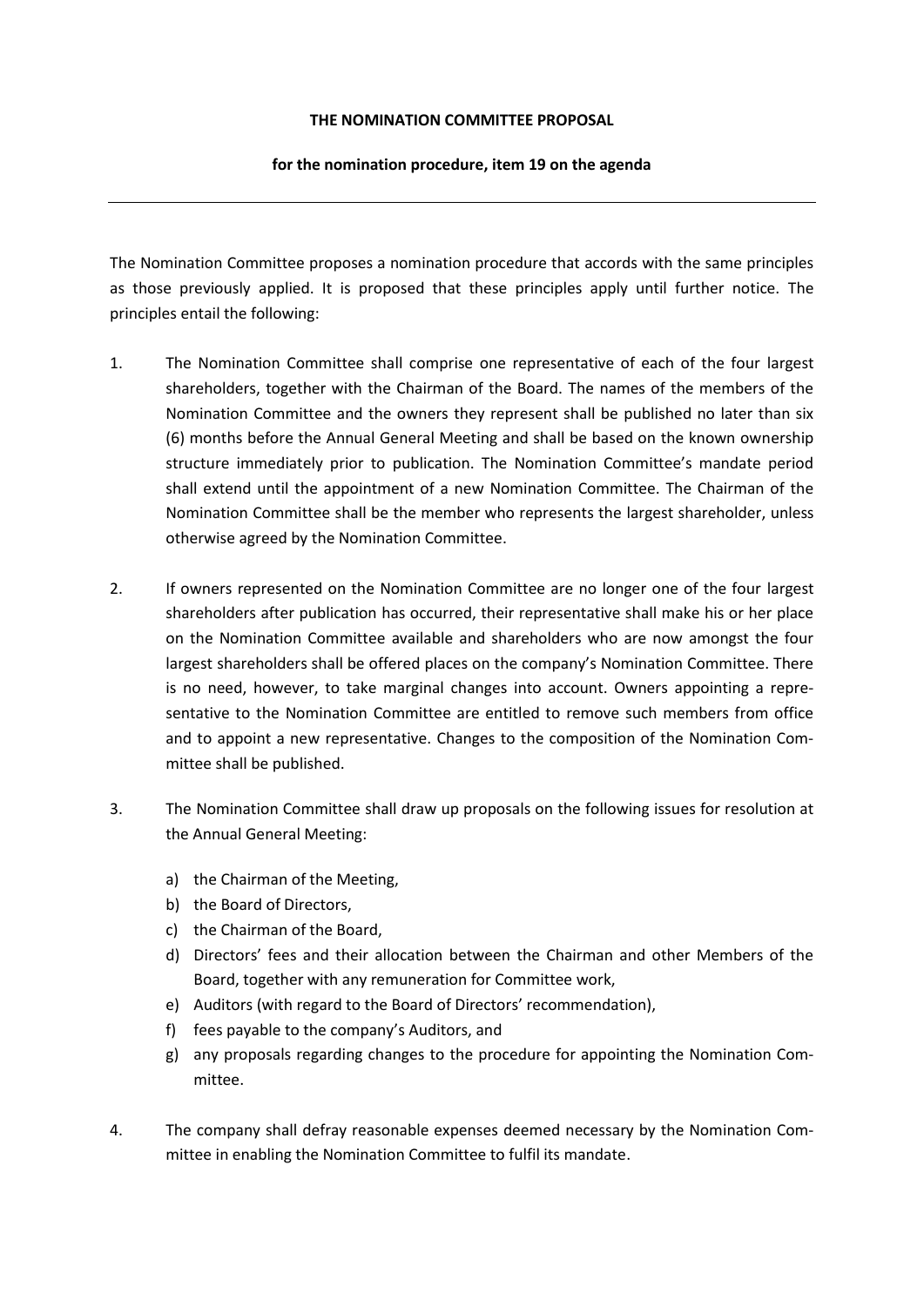**THE NOMINATION COMMITTEE PROPOSAL**

**for the nomination procedure, item 19 on the agenda**

---

The Nomination Committee proposes a nomination procedure that accords with the same principles as those previously applied. It is proposed that these principles apply until further notice. The principles entail the following:

1. The Nomination Committee shall comprise one representative of each of the four largest shareholders, together with the Chairman of the Board. The names of the members of the Nomination Committee and the owners they represent shall be published no later than six (6) months before the Annual General Meeting and shall be based on the known ownership structure immediately prior to publication. The Nomination Committee's mandate period shall extend until the appointment of a new Nomination Committee. The Chairman of the Nomination Committee shall be the member who represents the largest shareholder, unless otherwise agreed by the Nomination Committee.

2. If owners represented on the Nomination Committee are no longer one of the four largest shareholders after publication has occurred, their representative shall make his or her place on the Nomination Committee available and shareholders who are now amongst the four largest shareholders shall be offered places on the company's Nomination Committee. There is no need, however, to take marginal changes into account. Owners appointing a representative to the Nomination Committee are entitled to remove such members from office and to appoint a new representative. Changes to the composition of the Nomination Committee shall be published.

3. The Nomination Committee shall draw up proposals on the following issues for resolution at the Annual General Meeting:

   a) the Chairman of the Meeting,
   b) the Board of Directors,
   c) the Chairman of the Board,
   d) Directors' fees and their allocation between the Chairman and other Members of the Board, together with any remuneration for Committee work,
   e) Auditors (with regard to the Board of Directors' recommendation),
   f) fees payable to the company's Auditors, and
   g) any proposals regarding changes to the procedure for appointing the Nomination Committee.

4. The company shall defray reasonable expenses deemed necessary by the Nomination Committee in enabling the Nomination Committee to fulfil its mandate.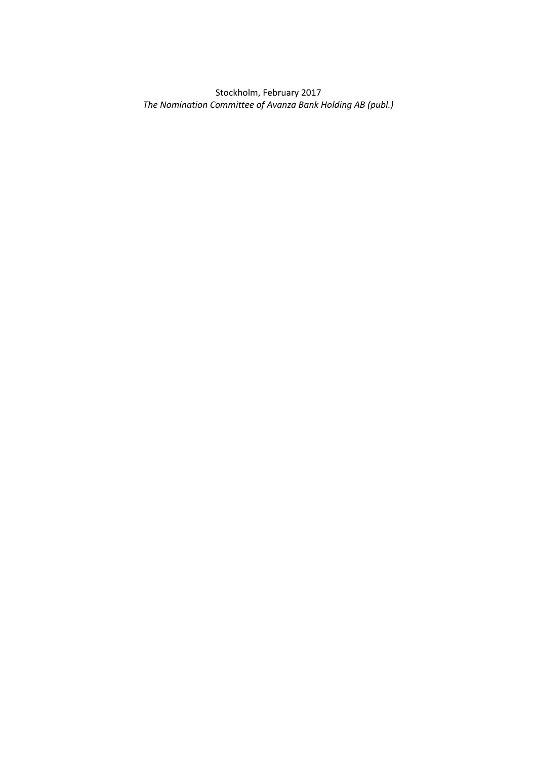Stockholm, February 2017

*The Nomination Committee of Avanza Bank Holding AB (publ.)*